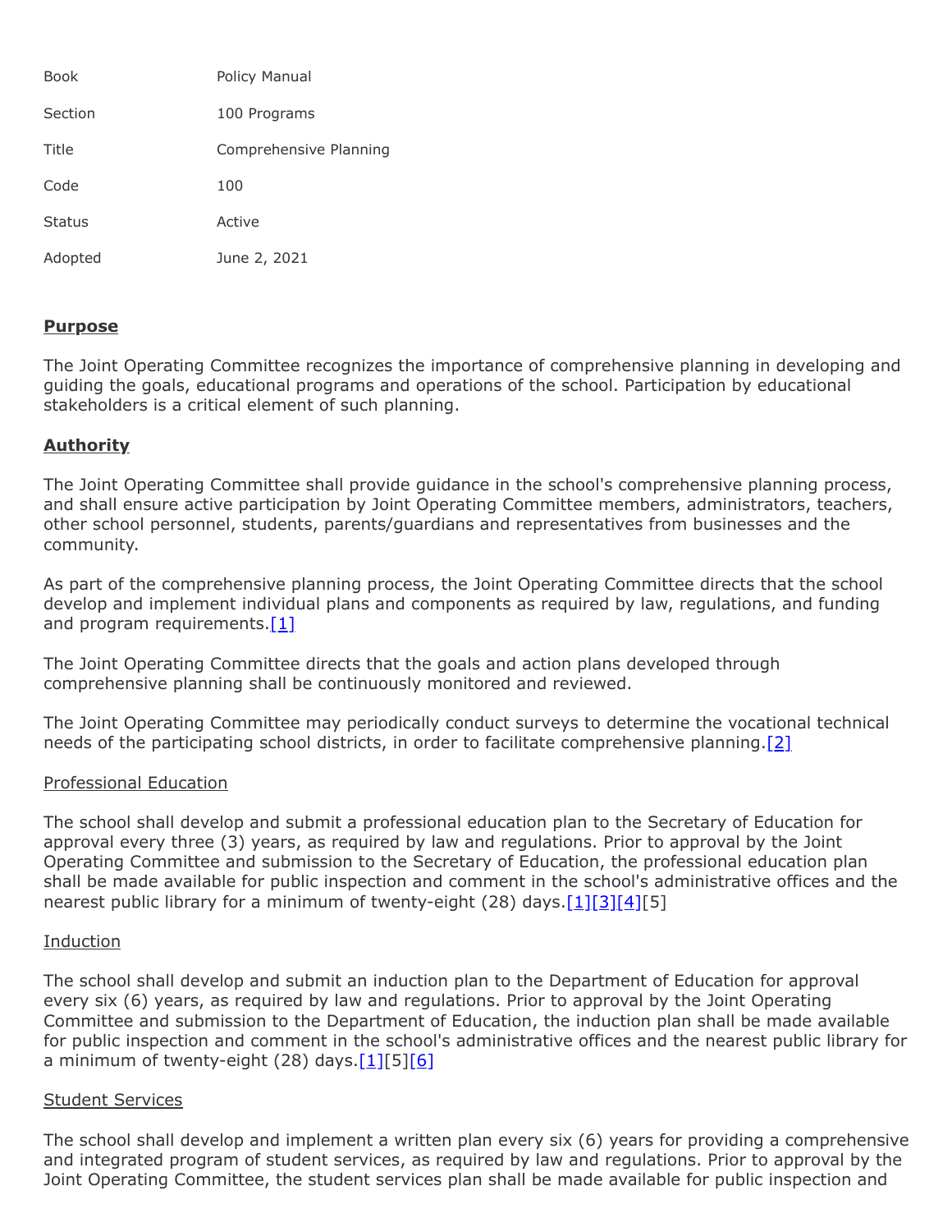| Book | Policy Manual |
| --- | --- |
| Section | 100 Programs |
| Title | Comprehensive Planning |
| Code | 100 |
| Status | Active |
| Adopted | June 2, 2021 |

## Purpose

The Joint Operating Committee recognizes the importance of comprehensive planning in developing and guiding the goals, educational programs and operations of the school. Participation by educational stakeholders is a critical element of such planning.

## Authority

The Joint Operating Committee shall provide guidance in the school's comprehensive planning process, and shall ensure active participation by Joint Operating Committee members, administrators, teachers, other school personnel, students, parents/guardians and representatives from businesses and the community.

As part of the comprehensive planning process, the Joint Operating Committee directs that the school develop and implement individual plans and components as required by law, regulations, and funding and program requirements.[1]

The Joint Operating Committee directs that the goals and action plans developed through comprehensive planning shall be continuously monitored and reviewed.

The Joint Operating Committee may periodically conduct surveys to determine the vocational technical needs of the participating school districts, in order to facilitate comprehensive planning.[2]

### Professional Education

The school shall develop and submit a professional education plan to the Secretary of Education for approval every three (3) years, as required by law and regulations. Prior to approval by the Joint Operating Committee and submission to the Secretary of Education, the professional education plan shall be made available for public inspection and comment in the school's administrative offices and the nearest public library for a minimum of twenty-eight (28) days.[1][3][4][5]

### Induction

The school shall develop and submit an induction plan to the Department of Education for approval every six (6) years, as required by law and regulations. Prior to approval by the Joint Operating Committee and submission to the Department of Education, the induction plan shall be made available for public inspection and comment in the school's administrative offices and the nearest public library for a minimum of twenty-eight (28) days.[1][5][6]

### Student Services

The school shall develop and implement a written plan every six (6) years for providing a comprehensive and integrated program of student services, as required by law and regulations. Prior to approval by the Joint Operating Committee, the student services plan shall be made available for public inspection and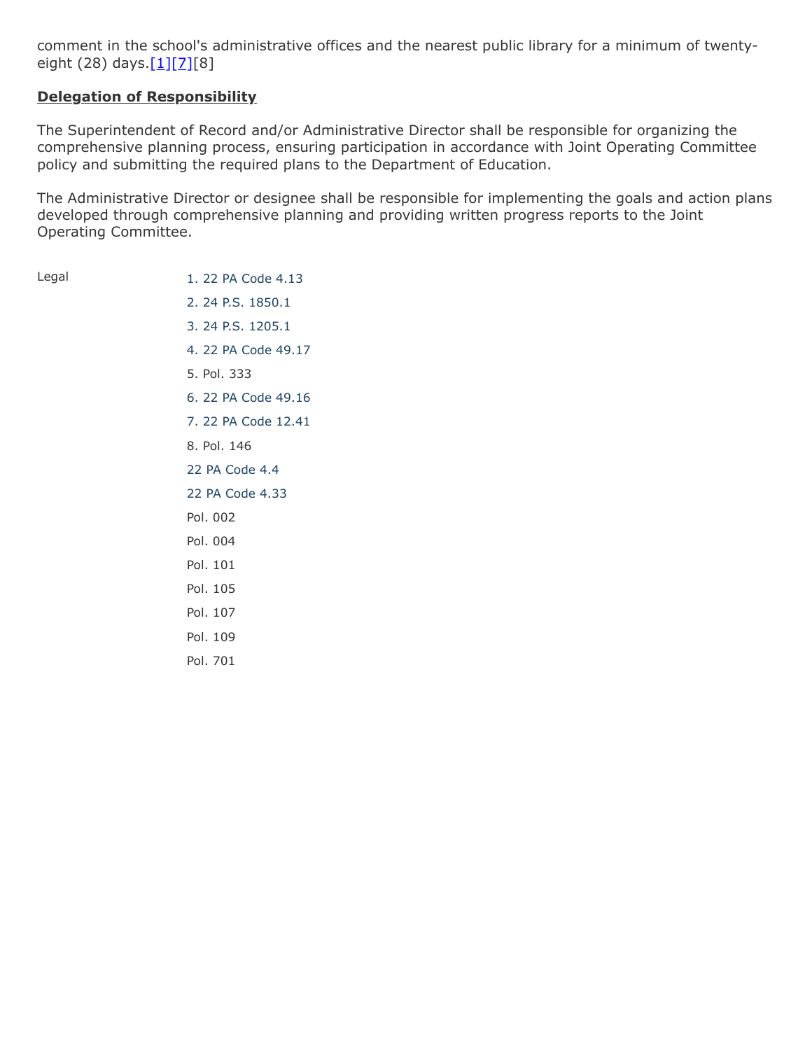comment in the school's administrative offices and the nearest public library for a minimum of twenty-eight (28) days.[1][7][8]

**Delegation of Responsibility**

The Superintendent of Record and/or Administrative Director shall be responsible for organizing the comprehensive planning process, ensuring participation in accordance with Joint Operating Committee policy and submitting the required plans to the Department of Education.

The Administrative Director or designee shall be responsible for implementing the goals and action plans developed through comprehensive planning and providing written progress reports to the Joint Operating Committee.

Legal

1. 22 PA Code 4.13
2. 24 P.S. 1850.1
3. 24 P.S. 1205.1
4. 22 PA Code 49.17
5. Pol. 333
6. 22 PA Code 49.16
7. 22 PA Code 12.41
8. Pol. 146

22 PA Code 4.4

22 PA Code 4.33

Pol. 002

Pol. 004

Pol. 101

Pol. 105

Pol. 107

Pol. 109

Pol. 701